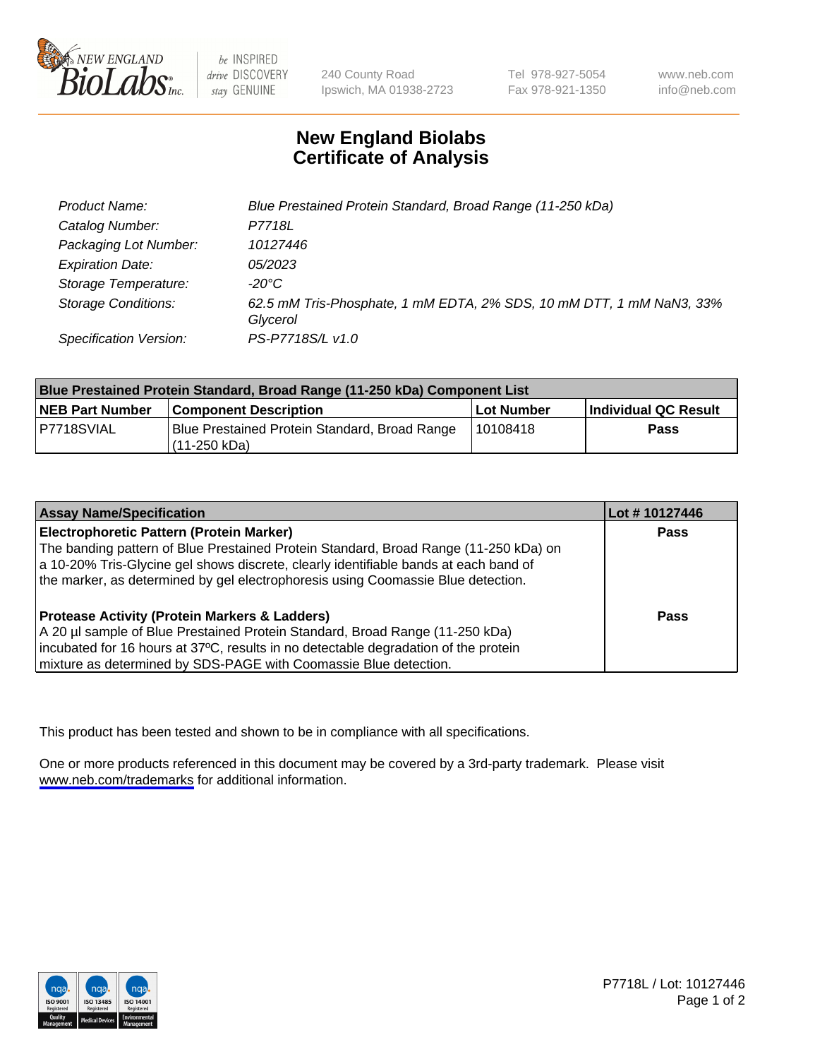New England Biolabs Inc. — be INSPIRED drive DISCOVERY stay GENUINE

240 County Road
Ipswich, MA 01938-2723

Tel 978-927-5054
Fax 978-921-1350

www.neb.com
info@neb.com

# New England Biolabs
# Certificate of Analysis

| | |
|---|---|
| *Product Name:* | *Blue Prestained Protein Standard, Broad Range (11-250 kDa)* |
| *Catalog Number:* | *P7718L* |
| *Packaging Lot Number:* | *10127446* |
| *Expiration Date:* | *05/2023* |
| *Storage Temperature:* | *-20°C* |
| *Storage Conditions:* | *62.5 mM Tris-Phosphate, 1 mM EDTA, 2% SDS, 10 mM DTT, 1 mM NaN3, 33% Glycerol* |
| *Specification Version:* | *PS-P7718S/L v1.0* |

| **Blue Prestained Protein Standard, Broad Range (11-250 kDa) Component List** | | | |
|---|---|---|---|
| **NEB Part Number** | **Component Description** | **Lot Number** | **Individual QC Result** |
| P7718SVIAL | Blue Prestained Protein Standard, Broad Range (11-250 kDa) | 10108418 | **Pass** |

| **Assay Name/Specification** | **Lot # 10127446** |
|---|---|
| **Electrophoretic Pattern (Protein Marker)** The banding pattern of Blue Prestained Protein Standard, Broad Range (11-250 kDa) on a 10-20% Tris-Glycine gel shows discrete, clearly identifiable bands at each band of the marker, as determined by gel electrophoresis using Coomassie Blue detection. | **Pass** |
| **Protease Activity (Protein Markers & Ladders)** A 20 µl sample of Blue Prestained Protein Standard, Broad Range (11-250 kDa) incubated for 16 hours at 37ºC, results in no detectable degradation of the protein mixture as determined by SDS-PAGE with Coomassie Blue detection. | **Pass** |

This product has been tested and shown to be in compliance with all specifications.

One or more products referenced in this document may be covered by a 3rd-party trademark. Please visit www.neb.com/trademarks for additional information.

P7718L / Lot: 10127446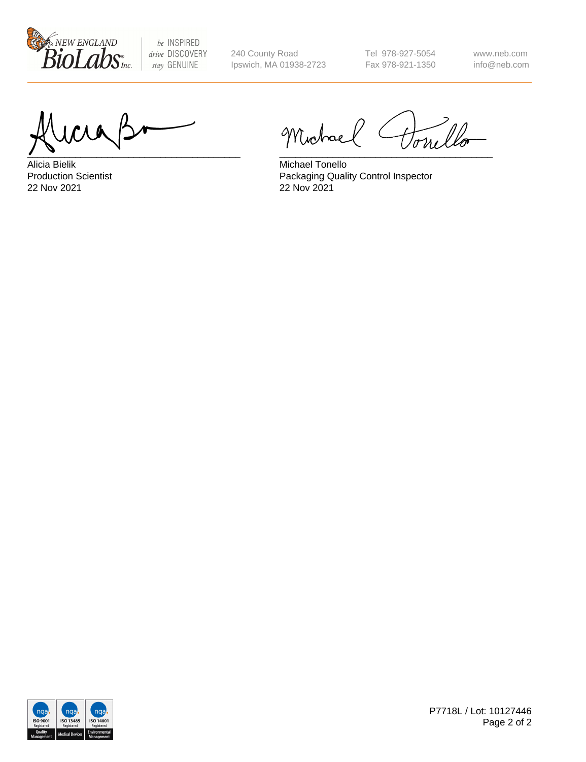Alicia Bielik
Production Scientist
22 Nov 2021

Michael Tonello
Packaging Quality Control Inspector
22 Nov 2021

P7718L / Lot: 10127446